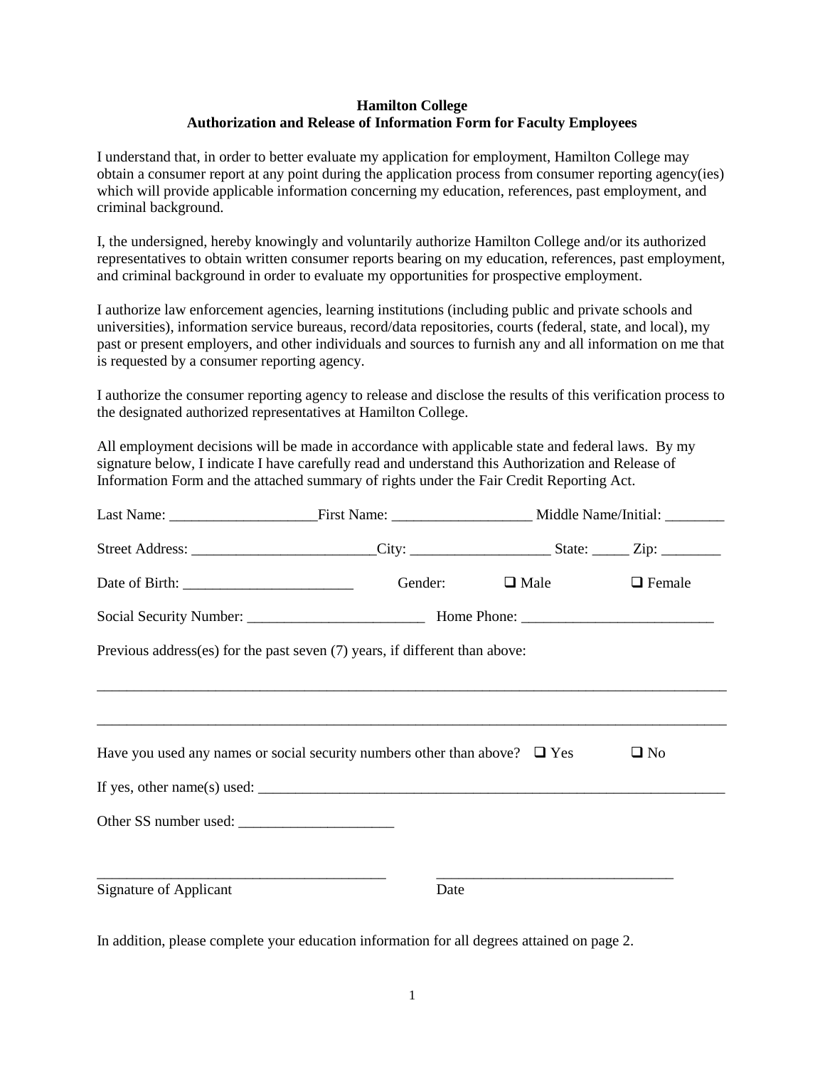**Hamilton College**
**Authorization and Release of Information Form for Faculty Employees**

I understand that, in order to better evaluate my application for employment, Hamilton College may obtain a consumer report at any point during the application process from consumer reporting agency(ies) which will provide applicable information concerning my education, references, past employment, and criminal background.

I, the undersigned, hereby knowingly and voluntarily authorize Hamilton College and/or its authorized representatives to obtain written consumer reports bearing on my education, references, past employment, and criminal background in order to evaluate my opportunities for prospective employment.

I authorize law enforcement agencies, learning institutions (including public and private schools and universities), information service bureaus, record/data repositories, courts (federal, state, and local), my past or present employers, and other individuals and sources to furnish any and all information on me that is requested by a consumer reporting agency.

I authorize the consumer reporting agency to release and disclose the results of this verification process to the designated authorized representatives at Hamilton College.

All employment decisions will be made in accordance with applicable state and federal laws. By my signature below, I indicate I have carefully read and understand this Authorization and Release of Information Form and the attached summary of rights under the Fair Credit Reporting Act.

Last Name: ____________________ First Name: ___________________ Middle Name/Initial: ________

Street Address: _________________________ City: ___________________ State: _____ Zip: ________

Date of Birth: _______________________ Gender: ❑ Male ❑ Female

Social Security Number: ________________________ Home Phone: __________________________

Previous address(es) for the past seven (7) years, if different than above:

_____________________________________________________________________________________

_____________________________________________________________________________________

Have you used any names or social security numbers other than above? ❑ Yes ❑ No

If yes, other name(s) used: ________________________________________________________________

Other SS number used: _____________________

_______________________________________ ________________________________
Signature of Applicant Date

In addition, please complete your education information for all degrees attained on page 2.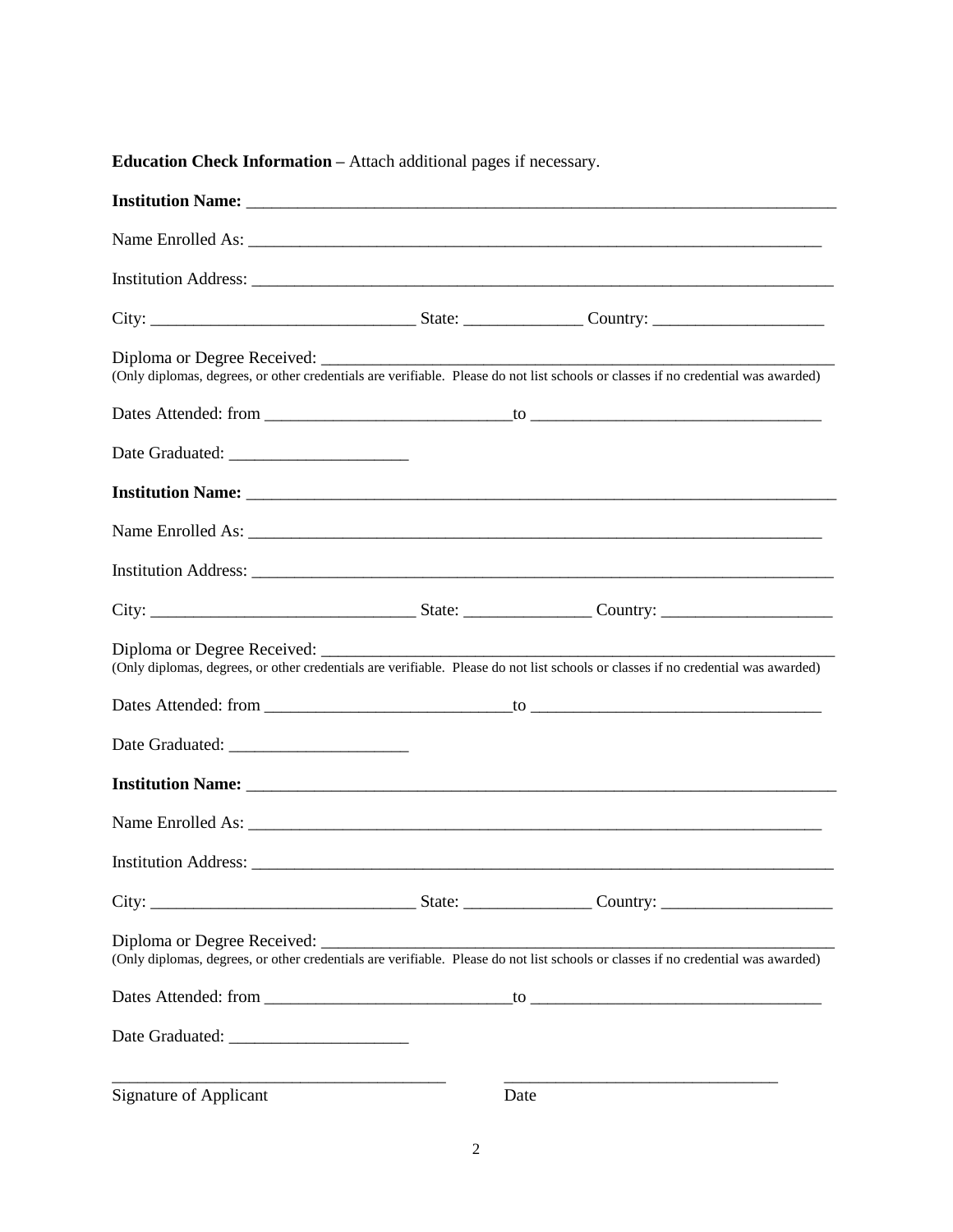**Education Check Information** – Attach additional pages if necessary.

**Institution Name:** ______________________________________________________________________

Name Enrolled As: ______________________________________________________________________

Institution Address: ______________________________________________________________________

City: ______________________________ State: _____________ Country: ___________________

Diploma or Degree Received: ____________________________________________________________
(Only diplomas, degrees, or other credentials are verifiable. Please do not list schools or classes if no credential was awarded)

Dates Attended: from ____________________________to ________________________________

Date Graduated: ____________________

**Institution Name:** ______________________________________________________________________

Name Enrolled As: ______________________________________________________________________

Institution Address: ______________________________________________________________________

City: ______________________________ State: ______________ Country: ___________________

Diploma or Degree Received: ____________________________________________________________
(Only diplomas, degrees, or other credentials are verifiable. Please do not list schools or classes if no credential was awarded)

Dates Attended: from ____________________________to ________________________________

Date Graduated: ____________________

**Institution Name:** ______________________________________________________________________

Name Enrolled As: ______________________________________________________________________

Institution Address: ______________________________________________________________________

City: ______________________________ State: ______________ Country: ___________________

Diploma or Degree Received: ____________________________________________________________
(Only diplomas, degrees, or other credentials are verifiable. Please do not list schools or classes if no credential was awarded)

Dates Attended: from ____________________________to ________________________________

Date Graduated: ____________________

______________________________________ ________________________________

Signature of Applicant Date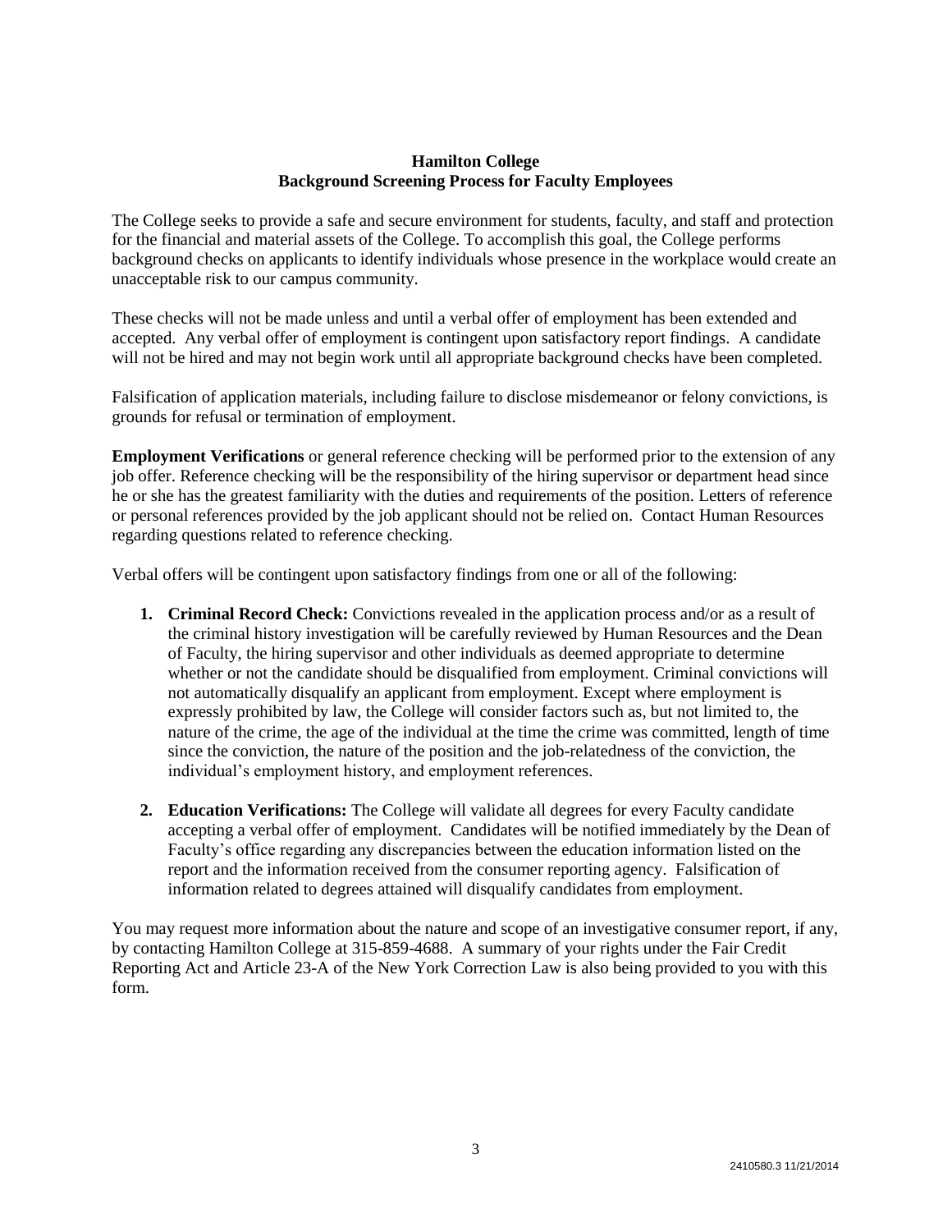# Hamilton College
## Background Screening Process for Faculty Employees

The College seeks to provide a safe and secure environment for students, faculty, and staff and protection for the financial and material assets of the College. To accomplish this goal, the College performs background checks on applicants to identify individuals whose presence in the workplace would create an unacceptable risk to our campus community.

These checks will not be made unless and until a verbal offer of employment has been extended and accepted. Any verbal offer of employment is contingent upon satisfactory report findings. A candidate will not be hired and may not begin work until all appropriate background checks have been completed.

Falsification of application materials, including failure to disclose misdemeanor or felony convictions, is grounds for refusal or termination of employment.

**Employment Verifications** or general reference checking will be performed prior to the extension of any job offer. Reference checking will be the responsibility of the hiring supervisor or department head since he or she has the greatest familiarity with the duties and requirements of the position. Letters of reference or personal references provided by the job applicant should not be relied on. Contact Human Resources regarding questions related to reference checking.

Verbal offers will be contingent upon satisfactory findings from one or all of the following:

1. **Criminal Record Check:** Convictions revealed in the application process and/or as a result of the criminal history investigation will be carefully reviewed by Human Resources and the Dean of Faculty, the hiring supervisor and other individuals as deemed appropriate to determine whether or not the candidate should be disqualified from employment. Criminal convictions will not automatically disqualify an applicant from employment. Except where employment is expressly prohibited by law, the College will consider factors such as, but not limited to, the nature of the crime, the age of the individual at the time the crime was committed, length of time since the conviction, the nature of the position and the job-relatedness of the conviction, the individual's employment history, and employment references.

2. **Education Verifications:** The College will validate all degrees for every Faculty candidate accepting a verbal offer of employment. Candidates will be notified immediately by the Dean of Faculty's office regarding any discrepancies between the education information listed on the report and the information received from the consumer reporting agency. Falsification of information related to degrees attained will disqualify candidates from employment.

You may request more information about the nature and scope of an investigative consumer report, if any, by contacting Hamilton College at 315-859-4688. A summary of your rights under the Fair Credit Reporting Act and Article 23-A of the New York Correction Law is also being provided to you with this form.

2410580.3 11/21/2014